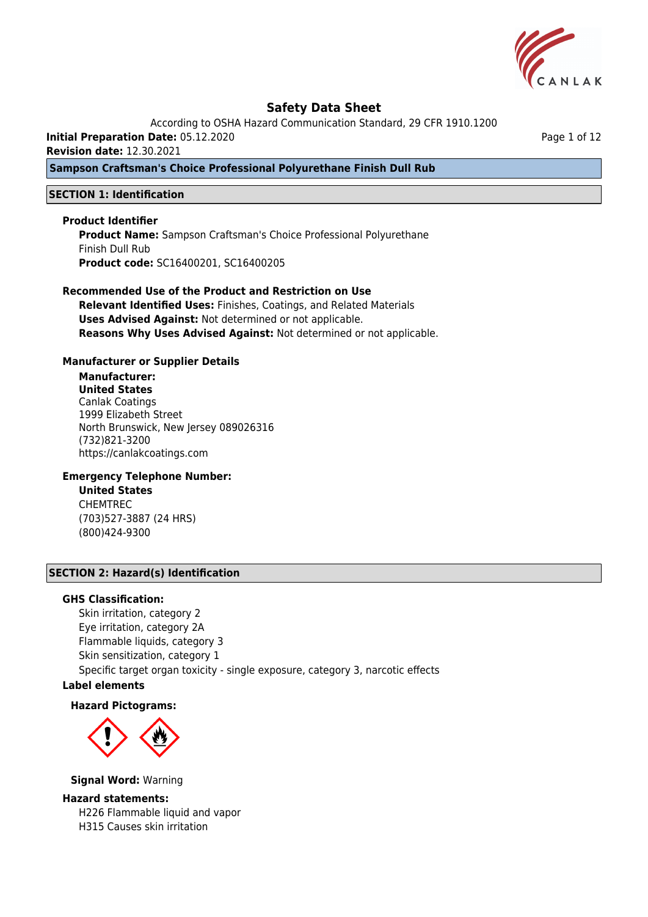# Safety Data Sheet

According to OSHA Hazard Communication Standard, 29 CFR 1910.1200

**Initial Preparation Date:** 05.12.2020

**Revision date:** 12.30.2021

## Sampson Craftsman's Choice Professional Polyurethane Finish Dull Rub

## SECTION 1: Identification

### Product Identifier

**Product Name:** Sampson Craftsman's Choice Professional Polyurethane Finish Dull Rub

**Product code:** SC16400201, SC16400205

### Recommended Use of the Product and Restriction on Use

**Relevant Identified Uses:** Finishes, Coatings, and Related Materials

**Uses Advised Against:** Not determined or not applicable.

**Reasons Why Uses Advised Against:** Not determined or not applicable.

### Manufacturer or Supplier Details

**Manufacturer:**

**United States**

Canlak Coatings
1999 Elizabeth Street
North Brunswick, New Jersey 089026316
(732)821-3200
https://canlakcoatings.com

### Emergency Telephone Number:

**United States**

CHEMTREC
(703)527-3887 (24 HRS)
(800)424-9300

## SECTION 2: Hazard(s) Identification

### GHS Classification:

Skin irritation, category 2
Eye irritation, category 2A
Flammable liquids, category 3
Skin sensitization, category 1
Specific target organ toxicity - single exposure, category 3, narcotic effects

### Label elements

**Hazard Pictograms:**

**Signal Word:** Warning

### Hazard statements:

H226 Flammable liquid and vapor
H315 Causes skin irritation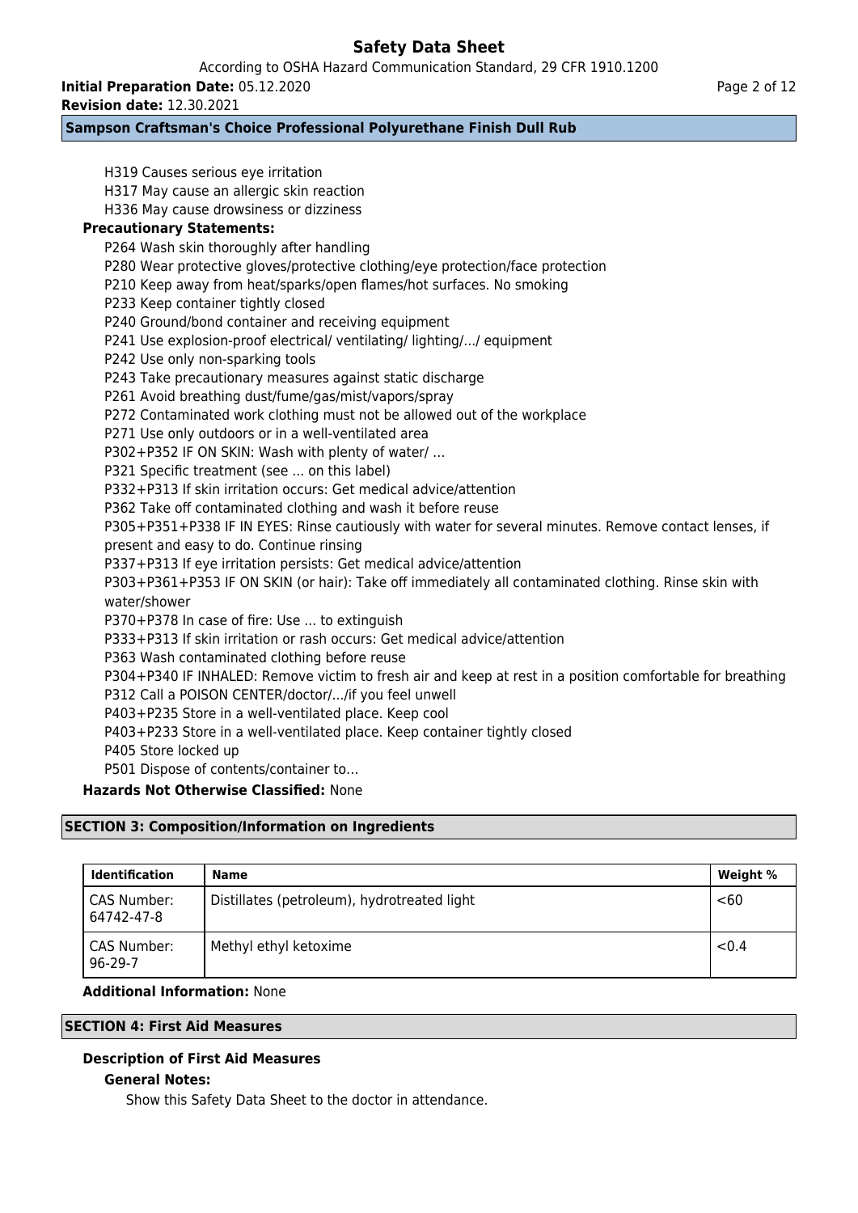H319 Causes serious eye irritation
H317 May cause an allergic skin reaction
H336 May cause drowsiness or dizziness

**Precautionary Statements:**

P264 Wash skin thoroughly after handling
P280 Wear protective gloves/protective clothing/eye protection/face protection
P210 Keep away from heat/sparks/open flames/hot surfaces. No smoking
P233 Keep container tightly closed
P240 Ground/bond container and receiving equipment
P241 Use explosion-proof electrical/ ventilating/ lighting/.../ equipment
P242 Use only non-sparking tools
P243 Take precautionary measures against static discharge
P261 Avoid breathing dust/fume/gas/mist/vapors/spray
P272 Contaminated work clothing must not be allowed out of the workplace
P271 Use only outdoors or in a well-ventilated area
P302+P352 IF ON SKIN: Wash with plenty of water/ ...
P321 Specific treatment (see ... on this label)
P332+P313 If skin irritation occurs: Get medical advice/attention
P362 Take off contaminated clothing and wash it before reuse
P305+P351+P338 IF IN EYES: Rinse cautiously with water for several minutes. Remove contact lenses, if present and easy to do. Continue rinsing
P337+P313 If eye irritation persists: Get medical advice/attention
P303+P361+P353 IF ON SKIN (or hair): Take off immediately all contaminated clothing. Rinse skin with water/shower
P370+P378 In case of fire: Use ... to extinguish
P333+P313 If skin irritation or rash occurs: Get medical advice/attention
P363 Wash contaminated clothing before reuse
P304+P340 IF INHALED: Remove victim to fresh air and keep at rest in a position comfortable for breathing
P312 Call a POISON CENTER/doctor/.../if you feel unwell
P403+P235 Store in a well-ventilated place. Keep cool
P403+P233 Store in a well-ventilated place. Keep container tightly closed
P405 Store locked up
P501 Dispose of contents/container to...

**Hazards Not Otherwise Classified:** None

## SECTION 3: Composition/Information on Ingredients

| Identification | Name | Weight % |
|---|---|---|
| CAS Number: 64742-47-8 | Distillates (petroleum), hydrotreated light | <60 |
| CAS Number: 96-29-7 | Methyl ethyl ketoxime | <0.4 |

**Additional Information:** None

## SECTION 4: First Aid Measures

### Description of First Aid Measures

**General Notes:**

Show this Safety Data Sheet to the doctor in attendance.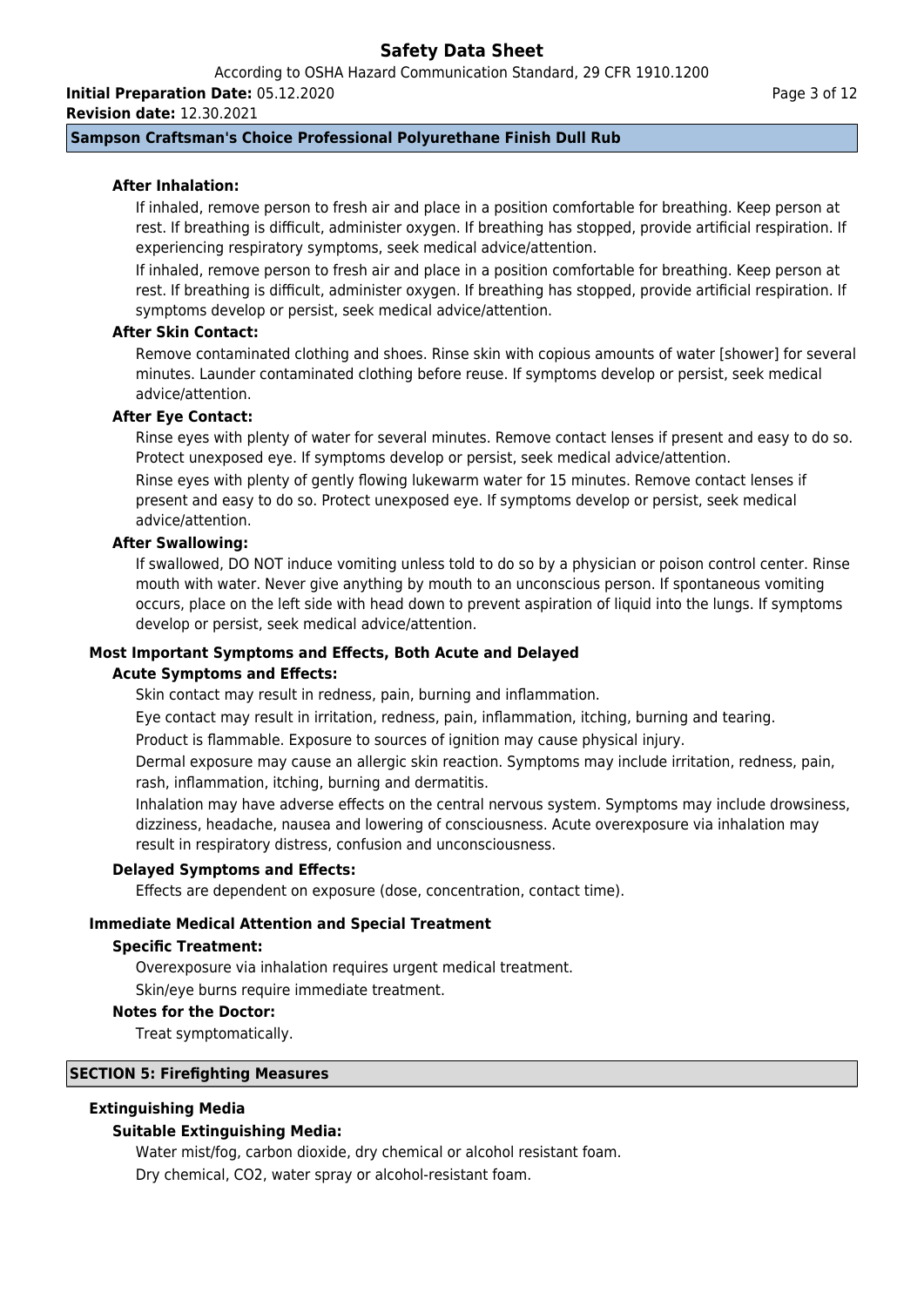#### After Inhalation:

If inhaled, remove person to fresh air and place in a position comfortable for breathing. Keep person at rest. If breathing is difficult, administer oxygen. If breathing has stopped, provide artificial respiration. If experiencing respiratory symptoms, seek medical advice/attention.

If inhaled, remove person to fresh air and place in a position comfortable for breathing. Keep person at rest. If breathing is difficult, administer oxygen. If breathing has stopped, provide artificial respiration. If symptoms develop or persist, seek medical advice/attention.

#### After Skin Contact:

Remove contaminated clothing and shoes. Rinse skin with copious amounts of water [shower] for several minutes. Launder contaminated clothing before reuse. If symptoms develop or persist, seek medical advice/attention.

#### After Eye Contact:

Rinse eyes with plenty of water for several minutes. Remove contact lenses if present and easy to do so. Protect unexposed eye. If symptoms develop or persist, seek medical advice/attention.

Rinse eyes with plenty of gently flowing lukewarm water for 15 minutes. Remove contact lenses if present and easy to do so. Protect unexposed eye. If symptoms develop or persist, seek medical advice/attention.

#### After Swallowing:

If swallowed, DO NOT induce vomiting unless told to do so by a physician or poison control center. Rinse mouth with water. Never give anything by mouth to an unconscious person. If spontaneous vomiting occurs, place on the left side with head down to prevent aspiration of liquid into the lungs. If symptoms develop or persist, seek medical advice/attention.

### Most Important Symptoms and Effects, Both Acute and Delayed

#### Acute Symptoms and Effects:

Skin contact may result in redness, pain, burning and inflammation.

Eye contact may result in irritation, redness, pain, inflammation, itching, burning and tearing.

Product is flammable. Exposure to sources of ignition may cause physical injury.

Dermal exposure may cause an allergic skin reaction. Symptoms may include irritation, redness, pain, rash, inflammation, itching, burning and dermatitis.

Inhalation may have adverse effects on the central nervous system. Symptoms may include drowsiness, dizziness, headache, nausea and lowering of consciousness. Acute overexposure via inhalation may result in respiratory distress, confusion and unconsciousness.

#### Delayed Symptoms and Effects:

Effects are dependent on exposure (dose, concentration, contact time).

### Immediate Medical Attention and Special Treatment

#### Specific Treatment:

Overexposure via inhalation requires urgent medical treatment.

Skin/eye burns require immediate treatment.

#### Notes for the Doctor:

Treat symptomatically.

## SECTION 5: Firefighting Measures

### Extinguishing Media

#### Suitable Extinguishing Media:

Water mist/fog, carbon dioxide, dry chemical or alcohol resistant foam.

Dry chemical, $CO_2$, water spray or alcohol-resistant foam.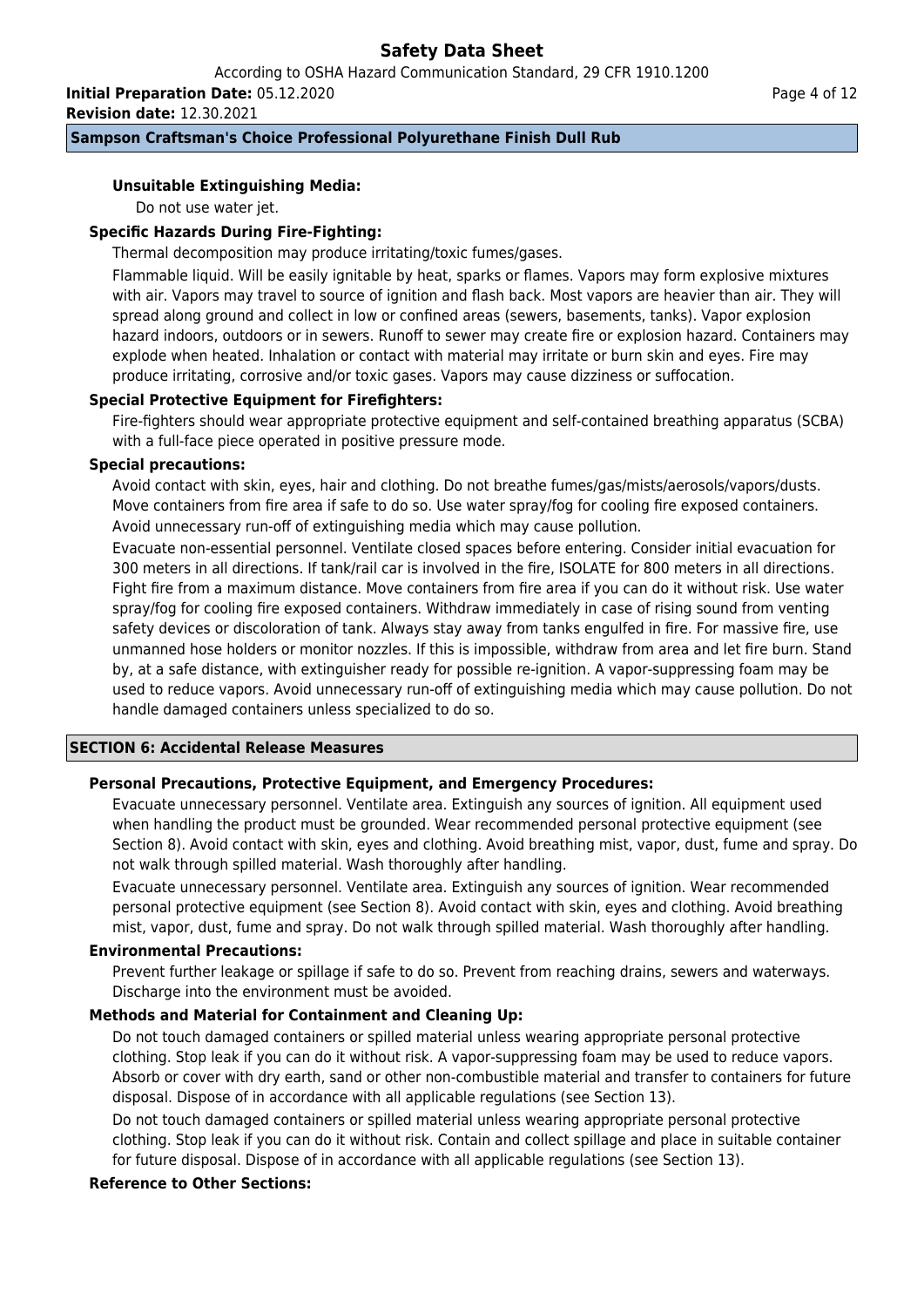**Unsuitable Extinguishing Media:**

Do not use water jet.

**Specific Hazards During Fire-Fighting:**

Thermal decomposition may produce irritating/toxic fumes/gases.

Flammable liquid. Will be easily ignitable by heat, sparks or flames. Vapors may form explosive mixtures with air. Vapors may travel to source of ignition and flash back. Most vapors are heavier than air. They will spread along ground and collect in low or confined areas (sewers, basements, tanks). Vapor explosion hazard indoors, outdoors or in sewers. Runoff to sewer may create fire or explosion hazard. Containers may explode when heated. Inhalation or contact with material may irritate or burn skin and eyes. Fire may produce irritating, corrosive and/or toxic gases. Vapors may cause dizziness or suffocation.

**Special Protective Equipment for Firefighters:**

Fire-fighters should wear appropriate protective equipment and self-contained breathing apparatus (SCBA) with a full-face piece operated in positive pressure mode.

**Special precautions:**

Avoid contact with skin, eyes, hair and clothing. Do not breathe fumes/gas/mists/aerosols/vapors/dusts. Move containers from fire area if safe to do so. Use water spray/fog for cooling fire exposed containers. Avoid unnecessary run-off of extinguishing media which may cause pollution.

Evacuate non-essential personnel. Ventilate closed spaces before entering. Consider initial evacuation for 300 meters in all directions. If tank/rail car is involved in the fire, ISOLATE for 800 meters in all directions. Fight fire from a maximum distance. Move containers from fire area if you can do it without risk. Use water spray/fog for cooling fire exposed containers. Withdraw immediately in case of rising sound from venting safety devices or discoloration of tank. Always stay away from tanks engulfed in fire. For massive fire, use unmanned hose holders or monitor nozzles. If this is impossible, withdraw from area and let fire burn. Stand by, at a safe distance, with extinguisher ready for possible re-ignition. A vapor-suppressing foam may be used to reduce vapors. Avoid unnecessary run-off of extinguishing media which may cause pollution. Do not handle damaged containers unless specialized to do so.

## SECTION 6: Accidental Release Measures

**Personal Precautions, Protective Equipment, and Emergency Procedures:**

Evacuate unnecessary personnel. Ventilate area. Extinguish any sources of ignition. All equipment used when handling the product must be grounded. Wear recommended personal protective equipment (see Section 8). Avoid contact with skin, eyes and clothing. Avoid breathing mist, vapor, dust, fume and spray. Do not walk through spilled material. Wash thoroughly after handling.

Evacuate unnecessary personnel. Ventilate area. Extinguish any sources of ignition. Wear recommended personal protective equipment (see Section 8). Avoid contact with skin, eyes and clothing. Avoid breathing mist, vapor, dust, fume and spray. Do not walk through spilled material. Wash thoroughly after handling.

**Environmental Precautions:**

Prevent further leakage or spillage if safe to do so. Prevent from reaching drains, sewers and waterways. Discharge into the environment must be avoided.

**Methods and Material for Containment and Cleaning Up:**

Do not touch damaged containers or spilled material unless wearing appropriate personal protective clothing. Stop leak if you can do it without risk. A vapor-suppressing foam may be used to reduce vapors. Absorb or cover with dry earth, sand or other non-combustible material and transfer to containers for future disposal. Dispose of in accordance with all applicable regulations (see Section 13).

Do not touch damaged containers or spilled material unless wearing appropriate personal protective clothing. Stop leak if you can do it without risk. Contain and collect spillage and place in suitable container for future disposal. Dispose of in accordance with all applicable regulations (see Section 13).

**Reference to Other Sections:**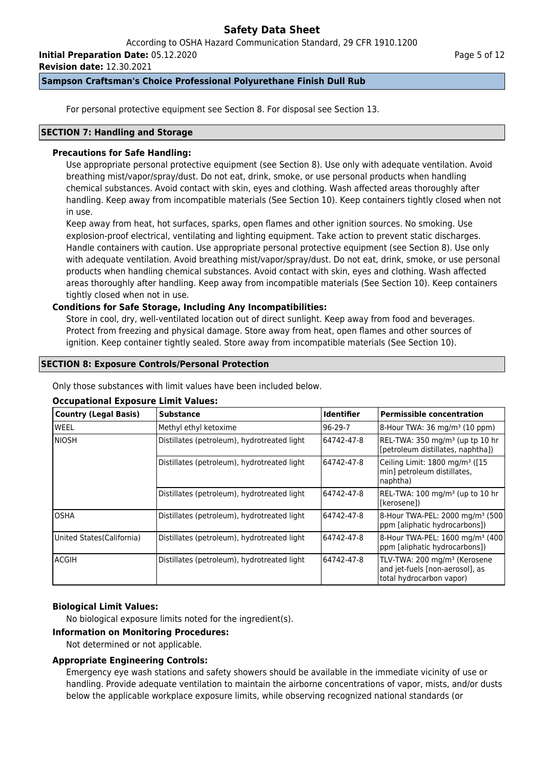For personal protective equipment see Section 8. For disposal see Section 13.

## SECTION 7: Handling and Storage

**Precautions for Safe Handling:**

Use appropriate personal protective equipment (see Section 8). Use only with adequate ventilation. Avoid breathing mist/vapor/spray/dust. Do not eat, drink, smoke, or use personal products when handling chemical substances. Avoid contact with skin, eyes and clothing. Wash affected areas thoroughly after handling. Keep away from incompatible materials (See Section 10). Keep containers tightly closed when not in use.

Keep away from heat, hot surfaces, sparks, open flames and other ignition sources. No smoking. Use explosion-proof electrical, ventilating and lighting equipment. Take action to prevent static discharges. Handle containers with caution. Use appropriate personal protective equipment (see Section 8). Use only with adequate ventilation. Avoid breathing mist/vapor/spray/dust. Do not eat, drink, smoke, or use personal products when handling chemical substances. Avoid contact with skin, eyes and clothing. Wash affected areas thoroughly after handling. Keep away from incompatible materials (See Section 10). Keep containers tightly closed when not in use.

**Conditions for Safe Storage, Including Any Incompatibilities:**

Store in cool, dry, well-ventilated location out of direct sunlight. Keep away from food and beverages. Protect from freezing and physical damage. Store away from heat, open flames and other sources of ignition. Keep container tightly sealed. Store away from incompatible materials (See Section 10).

## SECTION 8: Exposure Controls/Personal Protection

Only those substances with limit values have been included below.

**Occupational Exposure Limit Values:**

| Country (Legal Basis) | Substance | Identifier | Permissible concentration |
|---|---|---|---|
| WEEL | Methyl ethyl ketoxime | 96-29-7 | 8-Hour TWA: 36 mg/m³ (10 ppm) |
| NIOSH | Distillates (petroleum), hydrotreated light | 64742-47-8 | REL-TWA: 350 mg/m³ (up tp 10 hr [petroleum distillates, naphtha]) |
| | Distillates (petroleum), hydrotreated light | 64742-47-8 | Ceiling Limit: 1800 mg/m³ ([15 min] petroleum distillates, naphtha) |
| | Distillates (petroleum), hydrotreated light | 64742-47-8 | REL-TWA: 100 mg/m³ (up to 10 hr [kerosene]) |
| OSHA | Distillates (petroleum), hydrotreated light | 64742-47-8 | 8-Hour TWA-PEL: 2000 mg/m³ (500 ppm [aliphatic hydrocarbons]) |
| United States(California) | Distillates (petroleum), hydrotreated light | 64742-47-8 | 8-Hour TWA-PEL: 1600 mg/m³ (400 ppm [aliphatic hydrocarbons]) |
| ACGIH | Distillates (petroleum), hydrotreated light | 64742-47-8 | TLV-TWA: 200 mg/m³ (Kerosene and jet-fuels [non-aerosol], as total hydrocarbon vapor) |

**Biological Limit Values:**

No biological exposure limits noted for the ingredient(s).

**Information on Monitoring Procedures:**

Not determined or not applicable.

**Appropriate Engineering Controls:**

Emergency eye wash stations and safety showers should be available in the immediate vicinity of use or handling. Provide adequate ventilation to maintain the airborne concentrations of vapor, mists, and/or dusts below the applicable workplace exposure limits, while observing recognized national standards (or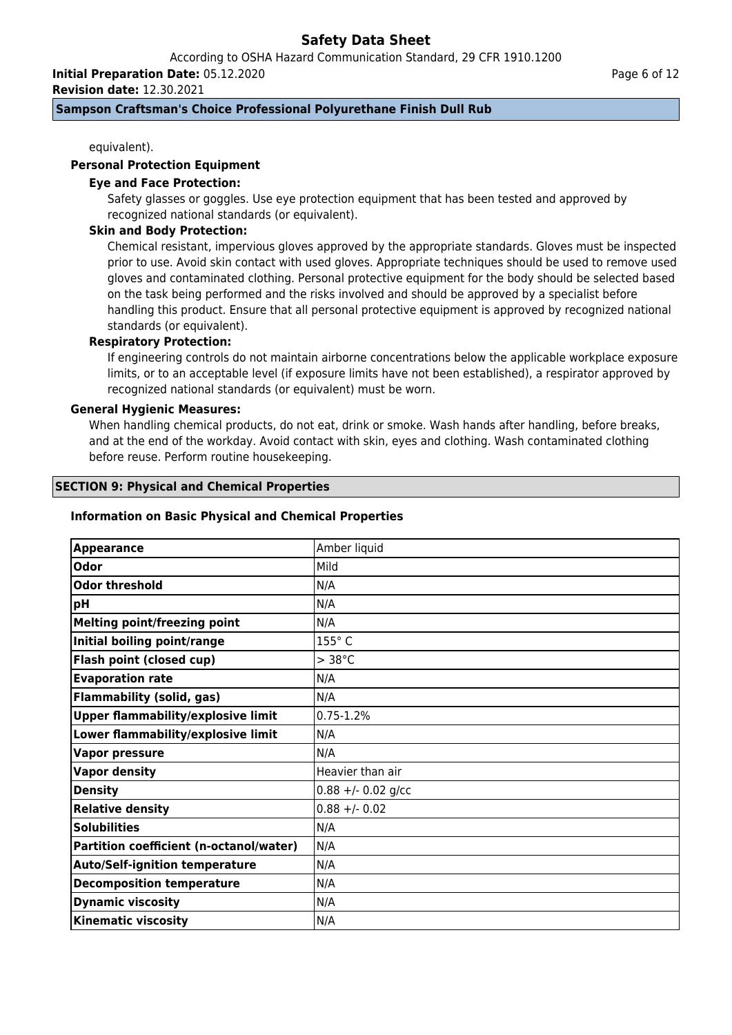equivalent).

**Personal Protection Equipment**

**Eye and Face Protection:**

Safety glasses or goggles. Use eye protection equipment that has been tested and approved by recognized national standards (or equivalent).

**Skin and Body Protection:**

Chemical resistant, impervious gloves approved by the appropriate standards. Gloves must be inspected prior to use. Avoid skin contact with used gloves. Appropriate techniques should be used to remove used gloves and contaminated clothing. Personal protective equipment for the body should be selected based on the task being performed and the risks involved and should be approved by a specialist before handling this product. Ensure that all personal protective equipment is approved by recognized national standards (or equivalent).

**Respiratory Protection:**

If engineering controls do not maintain airborne concentrations below the applicable workplace exposure limits, or to an acceptable level (if exposure limits have not been established), a respirator approved by recognized national standards (or equivalent) must be worn.

**General Hygienic Measures:**

When handling chemical products, do not eat, drink or smoke. Wash hands after handling, before breaks, and at the end of the workday. Avoid contact with skin, eyes and clothing. Wash contaminated clothing before reuse. Perform routine housekeeping.

## SECTION 9: Physical and Chemical Properties

### Information on Basic Physical and Chemical Properties

| | |
|---|---|
| **Appearance** | Amber liquid |
| **Odor** | Mild |
| **Odor threshold** | N/A |
| **pH** | N/A |
| **Melting point/freezing point** | N/A |
| **Initial boiling point/range** | 155° C |
| **Flash point (closed cup)** | > 38°C |
| **Evaporation rate** | N/A |
| **Flammability (solid, gas)** | N/A |
| **Upper flammability/explosive limit** | 0.75-1.2% |
| **Lower flammability/explosive limit** | N/A |
| **Vapor pressure** | N/A |
| **Vapor density** | Heavier than air |
| **Density** | 0.88 +/- 0.02 g/cc |
| **Relative density** | 0.88 +/- 0.02 |
| **Solubilities** | N/A |
| **Partition coefficient (n-octanol/water)** | N/A |
| **Auto/Self-ignition temperature** | N/A |
| **Decomposition temperature** | N/A |
| **Dynamic viscosity** | N/A |
| **Kinematic viscosity** | N/A |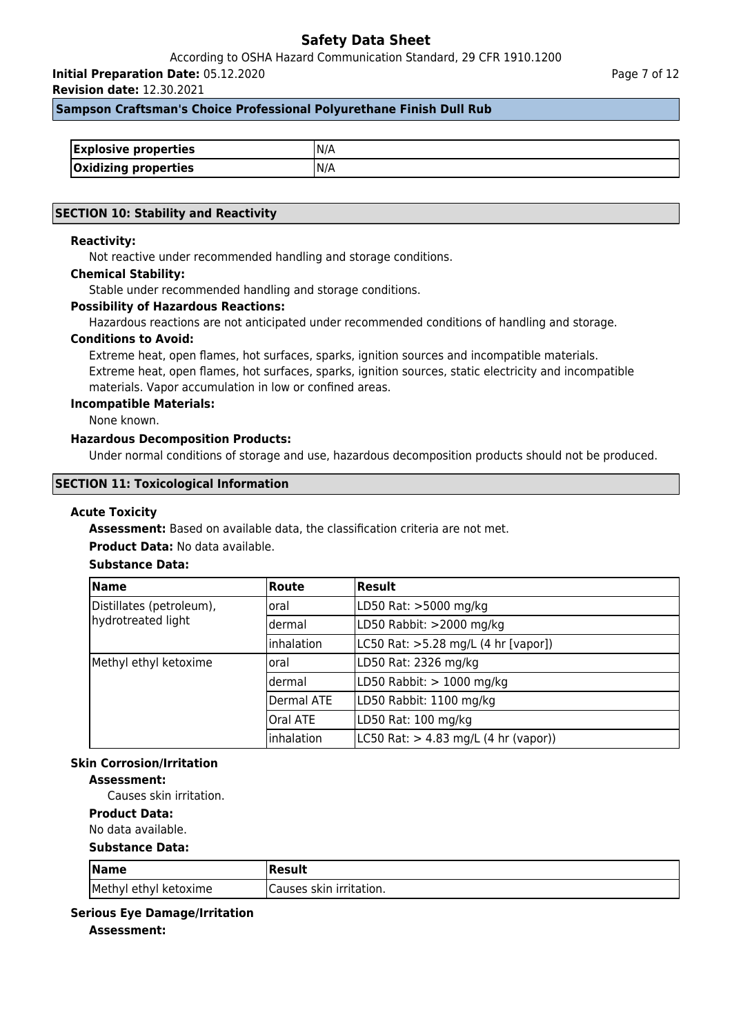| | |
|---|---|
| **Explosive properties** | N/A |
| **Oxidizing properties** | N/A |

## SECTION 10: Stability and Reactivity

**Reactivity:**

Not reactive under recommended handling and storage conditions.

**Chemical Stability:**

Stable under recommended handling and storage conditions.

**Possibility of Hazardous Reactions:**

Hazardous reactions are not anticipated under recommended conditions of handling and storage.

**Conditions to Avoid:**

Extreme heat, open flames, hot surfaces, sparks, ignition sources and incompatible materials.
Extreme heat, open flames, hot surfaces, sparks, ignition sources, static electricity and incompatible materials. Vapor accumulation in low or confined areas.

**Incompatible Materials:**

None known.

**Hazardous Decomposition Products:**

Under normal conditions of storage and use, hazardous decomposition products should not be produced.

## SECTION 11: Toxicological Information

**Acute Toxicity**

**Assessment:** Based on available data, the classification criteria are not met.

**Product Data:** No data available.

**Substance Data:**

| Name | Route | Result |
|---|---|---|
| Distillates (petroleum), hydrotreated light | oral | LD50 Rat: >5000 mg/kg |
| | dermal | LD50 Rabbit: >2000 mg/kg |
| | inhalation | LC50 Rat: >5.28 mg/L (4 hr [vapor]) |
| Methyl ethyl ketoxime | oral | LD50 Rat: 2326 mg/kg |
| | dermal | LD50 Rabbit: > 1000 mg/kg |
| | Dermal ATE | LD50 Rabbit: 1100 mg/kg |
| | Oral ATE | LD50 Rat: 100 mg/kg |
| | inhalation | LC50 Rat: > 4.83 mg/L (4 hr (vapor)) |

**Skin Corrosion/Irritation**

**Assessment:**

Causes skin irritation.

**Product Data:**

No data available.

**Substance Data:**

| Name | Result |
|---|---|
| Methyl ethyl ketoxime | Causes skin irritation. |

**Serious Eye Damage/Irritation**

**Assessment:**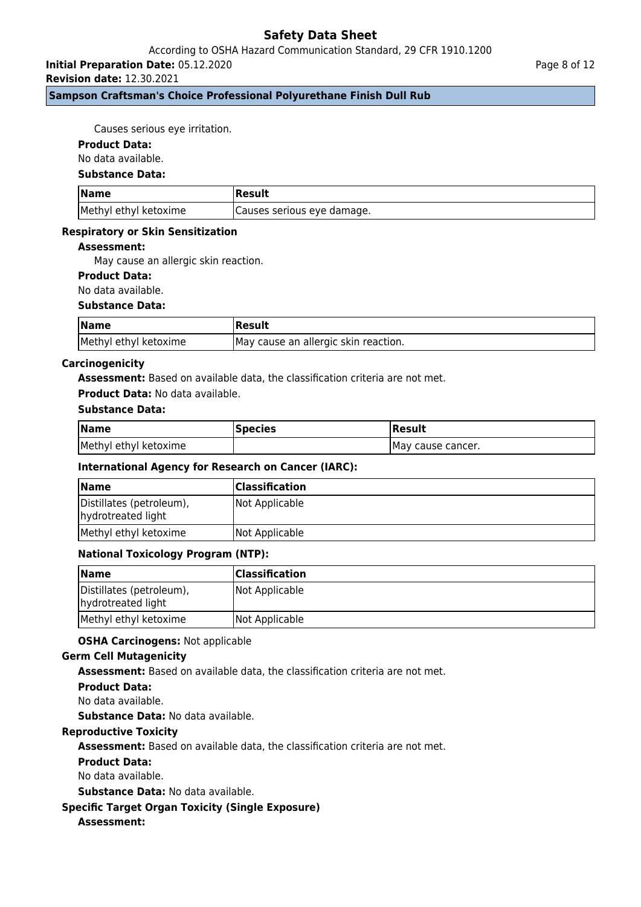Causes serious eye irritation.

**Product Data:**

No data available.

**Substance Data:**

| Name | Result |
|---|---|
| Methyl ethyl ketoxime | Causes serious eye damage. |

**Respiratory or Skin Sensitization**

**Assessment:**

May cause an allergic skin reaction.

**Product Data:**

No data available.

**Substance Data:**

| Name | Result |
|---|---|
| Methyl ethyl ketoxime | May cause an allergic skin reaction. |

**Carcinogenicity**

**Assessment:** Based on available data, the classification criteria are not met.

**Product Data:** No data available.

**Substance Data:**

| Name | Species | Result |
|---|---|---|
| Methyl ethyl ketoxime | | May cause cancer. |

**International Agency for Research on Cancer (IARC):**

| Name | Classification |
|---|---|
| Distillates (petroleum), hydrotreated light | Not Applicable |
| Methyl ethyl ketoxime | Not Applicable |

**National Toxicology Program (NTP):**

| Name | Classification |
|---|---|
| Distillates (petroleum), hydrotreated light | Not Applicable |
| Methyl ethyl ketoxime | Not Applicable |

**OSHA Carcinogens:** Not applicable

**Germ Cell Mutagenicity**

**Assessment:** Based on available data, the classification criteria are not met.

**Product Data:**

No data available.

**Substance Data:** No data available.

**Reproductive Toxicity**

**Assessment:** Based on available data, the classification criteria are not met.

**Product Data:**

No data available.

**Substance Data:** No data available.

**Specific Target Organ Toxicity (Single Exposure)**

**Assessment:**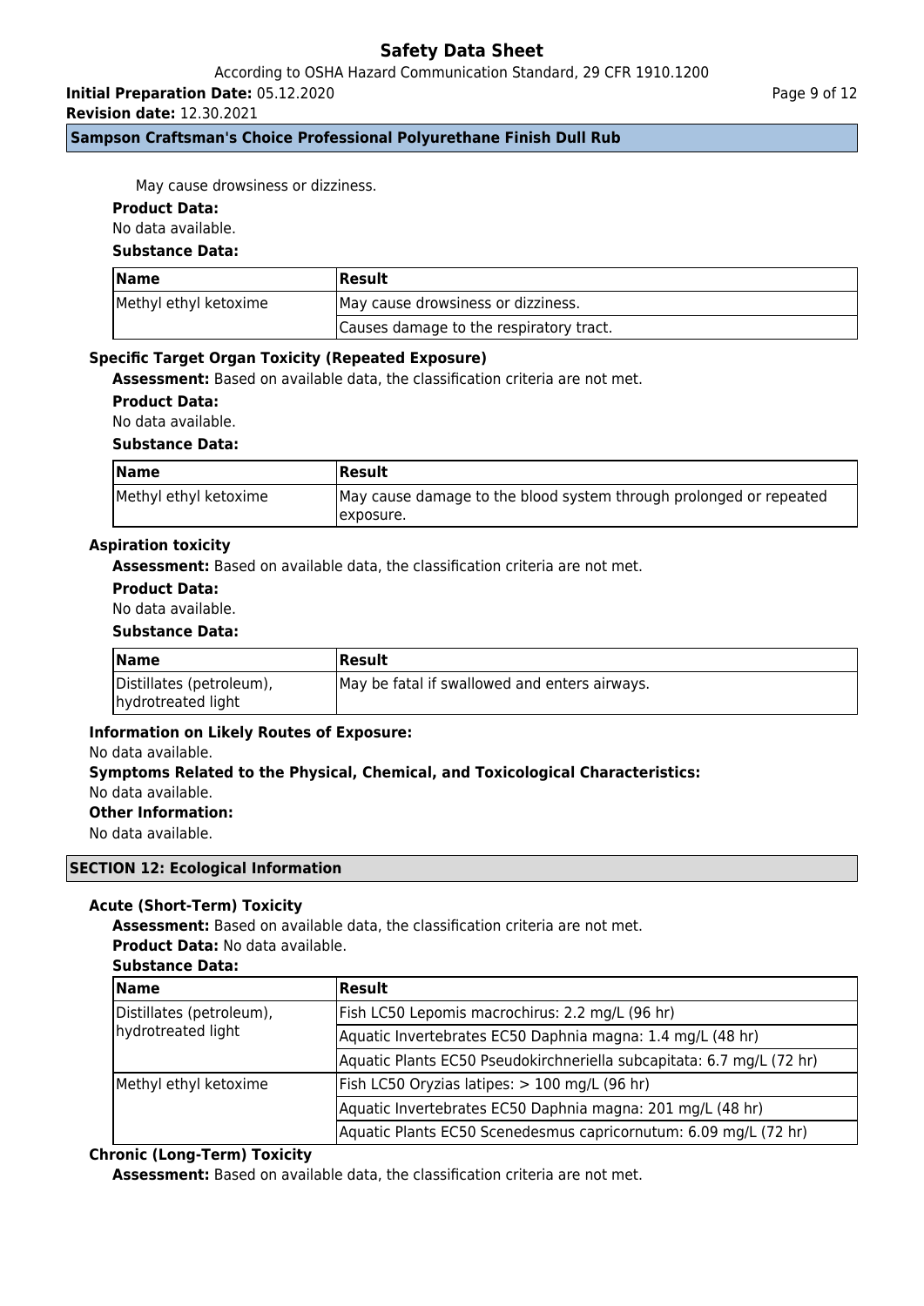May cause drowsiness or dizziness.

**Product Data:**

No data available.

**Substance Data:**

| Name | Result |
|---|---|
| Methyl ethyl ketoxime | May cause drowsiness or dizziness. |
| | Causes damage to the respiratory tract. |

### Specific Target Organ Toxicity (Repeated Exposure)

**Assessment:** Based on available data, the classification criteria are not met.

**Product Data:**

No data available.

**Substance Data:**

| Name | Result |
|---|---|
| Methyl ethyl ketoxime | May cause damage to the blood system through prolonged or repeated exposure. |

### Aspiration toxicity

**Assessment:** Based on available data, the classification criteria are not met.

**Product Data:**

No data available.

**Substance Data:**

| Name | Result |
|---|---|
| Distillates (petroleum), hydrotreated light | May be fatal if swallowed and enters airways. |

**Information on Likely Routes of Exposure:**

No data available.

**Symptoms Related to the Physical, Chemical, and Toxicological Characteristics:**

No data available.

**Other Information:**

No data available.

## SECTION 12: Ecological Information

### Acute (Short-Term) Toxicity

**Assessment:** Based on available data, the classification criteria are not met.

**Product Data:** No data available.

**Substance Data:**

| Name | Result |
|---|---|
| Distillates (petroleum), hydrotreated light | Fish LC50 Lepomis macrochirus: 2.2 mg/L (96 hr) |
| | Aquatic Invertebrates EC50 Daphnia magna: 1.4 mg/L (48 hr) |
| | Aquatic Plants EC50 Pseudokirchneriella subcapitata: 6.7 mg/L (72 hr) |
| Methyl ethyl ketoxime | Fish LC50 Oryzias latipes: > 100 mg/L (96 hr) |
| | Aquatic Invertebrates EC50 Daphnia magna: 201 mg/L (48 hr) |
| | Aquatic Plants EC50 Scenedesmus capricornutum: 6.09 mg/L (72 hr) |

### Chronic (Long-Term) Toxicity

**Assessment:** Based on available data, the classification criteria are not met.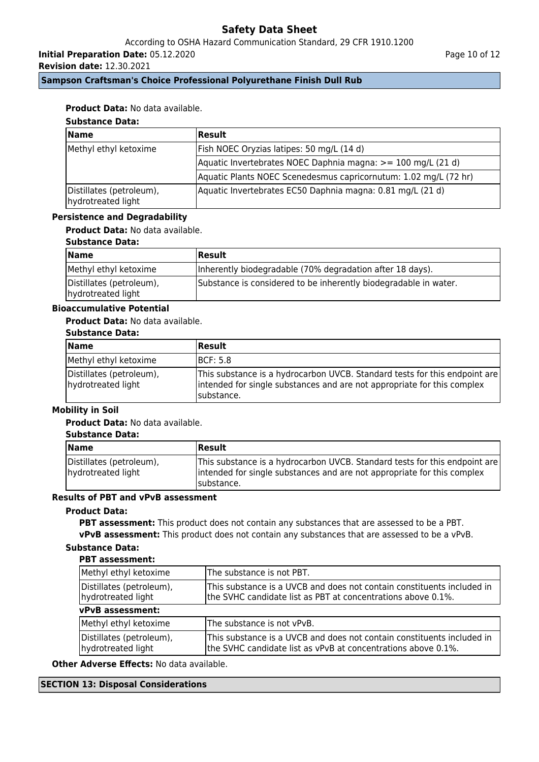**Product Data:** No data available.

**Substance Data:**

| Name | Result |
|---|---|
| Methyl ethyl ketoxime | Fish NOEC Oryzias latipes: 50 mg/L (14 d) |
| | Aquatic Invertebrates NOEC Daphnia magna: >= 100 mg/L (21 d) |
| | Aquatic Plants NOEC Scenedesmus capricornutum: 1.02 mg/L (72 hr) |
| Distillates (petroleum), hydrotreated light | Aquatic Invertebrates EC50 Daphnia magna: 0.81 mg/L (21 d) |

### Persistence and Degradability

**Product Data:** No data available.

**Substance Data:**

| Name | Result |
|---|---|
| Methyl ethyl ketoxime | Inherently biodegradable (70% degradation after 18 days). |
| Distillates (petroleum), hydrotreated light | Substance is considered to be inherently biodegradable in water. |

### Bioaccumulative Potential

**Product Data:** No data available.

**Substance Data:**

| Name | Result |
|---|---|
| Methyl ethyl ketoxime | BCF: 5.8 |
| Distillates (petroleum), hydrotreated light | This substance is a hydrocarbon UVCB. Standard tests for this endpoint are intended for single substances and are not appropriate for this complex substance. |

### Mobility in Soil

**Product Data:** No data available.

**Substance Data:**

| Name | Result |
|---|---|
| Distillates (petroleum), hydrotreated light | This substance is a hydrocarbon UVCB. Standard tests for this endpoint are intended for single substances and are not appropriate for this complex substance. |

### Results of PBT and vPvB assessment

**Product Data:**

**PBT assessment:** This product does not contain any substances that are assessed to be a PBT.

**vPvB assessment:** This product does not contain any substances that are assessed to be a vPvB.

**Substance Data:**

**PBT assessment:**

| | |
|---|---|
| Methyl ethyl ketoxime | The substance is not PBT. |
| Distillates (petroleum), hydrotreated light | This substance is a UVCB and does not contain constituents included in the SVHC candidate list as PBT at concentrations above 0.1%. |

**vPvB assessment:**

| | |
|---|---|
| Methyl ethyl ketoxime | The substance is not vPvB. |
| Distillates (petroleum), hydrotreated light | This substance is a UVCB and does not contain constituents included in the SVHC candidate list as vPvB at concentrations above 0.1%. |

**Other Adverse Effects:** No data available.

## SECTION 13: Disposal Considerations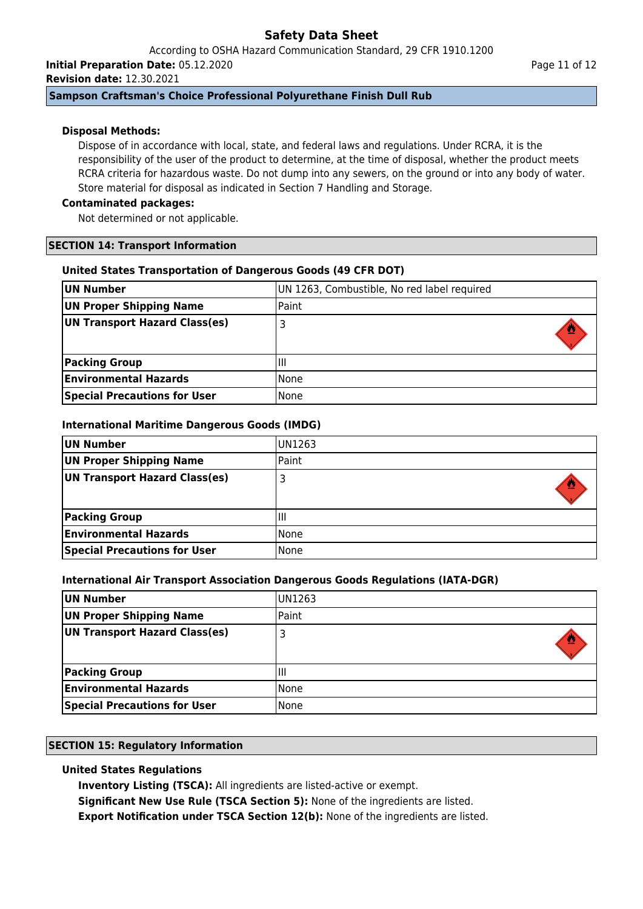**Disposal Methods:**

Dispose of in accordance with local, state, and federal laws and regulations. Under RCRA, it is the responsibility of the user of the product to determine, at the time of disposal, whether the product meets RCRA criteria for hazardous waste. Do not dump into any sewers, on the ground or into any body of water. Store material for disposal as indicated in Section 7 Handling and Storage.

**Contaminated packages:**

Not determined or not applicable.

## SECTION 14: Transport Information

### United States Transportation of Dangerous Goods (49 CFR DOT)

| | |
|---|---|
| **UN Number** | UN 1263, Combustible, No red label required |
| **UN Proper Shipping Name** | Paint |
| **UN Transport Hazard Class(es)** | 3 |
| **Packing Group** | III |
| **Environmental Hazards** | None |
| **Special Precautions for User** | None |

### International Maritime Dangerous Goods (IMDG)

| | |
|---|---|
| **UN Number** | UN1263 |
| **UN Proper Shipping Name** | Paint |
| **UN Transport Hazard Class(es)** | 3 |
| **Packing Group** | III |
| **Environmental Hazards** | None |
| **Special Precautions for User** | None |

### International Air Transport Association Dangerous Goods Regulations (IATA-DGR)

| | |
|---|---|
| **UN Number** | UN1263 |
| **UN Proper Shipping Name** | Paint |
| **UN Transport Hazard Class(es)** | 3 |
| **Packing Group** | III |
| **Environmental Hazards** | None |
| **Special Precautions for User** | None |

## SECTION 15: Regulatory Information

### United States Regulations

**Inventory Listing (TSCA):** All ingredients are listed-active or exempt.

**Significant New Use Rule (TSCA Section 5):** None of the ingredients are listed.

**Export Notification under TSCA Section 12(b):** None of the ingredients are listed.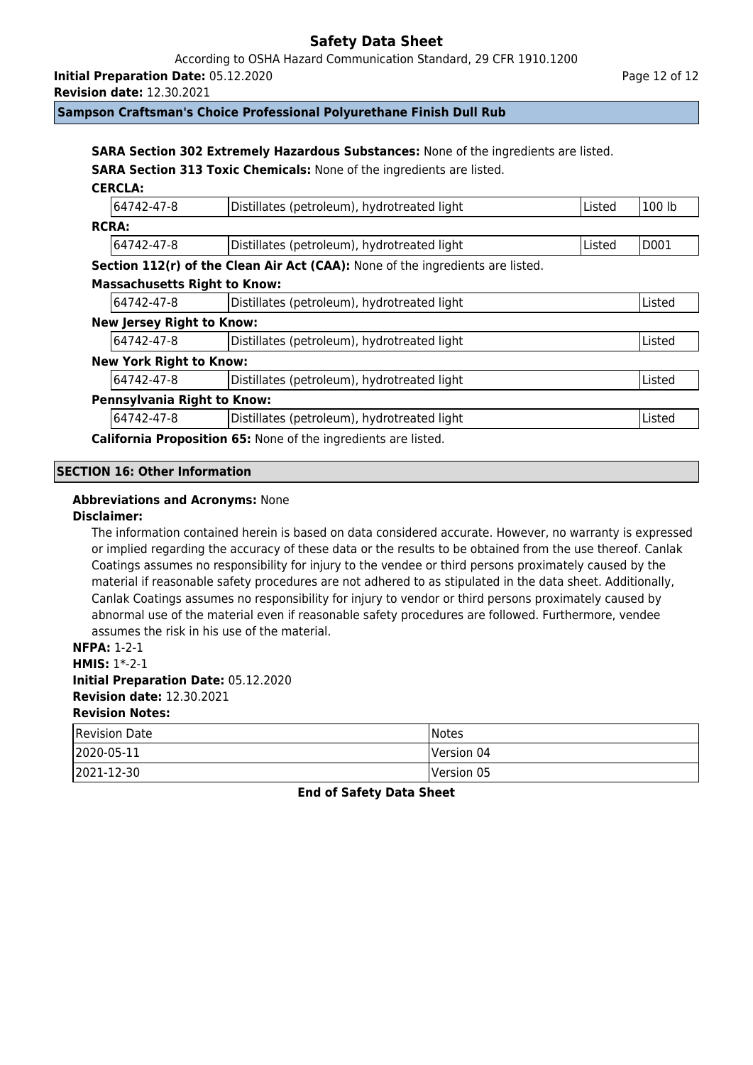**SARA Section 302 Extremely Hazardous Substances:** None of the ingredients are listed.

**SARA Section 313 Toxic Chemicals:** None of the ingredients are listed.

**CERCLA:**

| | | | |
|---|---|---|---|
| 64742-47-8 | Distillates (petroleum), hydrotreated light | Listed | 100 lb |

**RCRA:**

| | | | |
|---|---|---|---|
| 64742-47-8 | Distillates (petroleum), hydrotreated light | Listed | D001 |

**Section 112(r) of the Clean Air Act (CAA):** None of the ingredients are listed.

**Massachusetts Right to Know:**

| | | |
|---|---|---|
| 64742-47-8 | Distillates (petroleum), hydrotreated light | Listed |

**New Jersey Right to Know:**

| | | |
|---|---|---|
| 64742-47-8 | Distillates (petroleum), hydrotreated light | Listed |

**New York Right to Know:**

| | | |
|---|---|---|
| 64742-47-8 | Distillates (petroleum), hydrotreated light | Listed |

**Pennsylvania Right to Know:**

| | | |
|---|---|---|
| 64742-47-8 | Distillates (petroleum), hydrotreated light | Listed |

**California Proposition 65:** None of the ingredients are listed.

## SECTION 16: Other Information

**Abbreviations and Acronyms:** None

**Disclaimer:**

The information contained herein is based on data considered accurate. However, no warranty is expressed or implied regarding the accuracy of these data or the results to be obtained from the use thereof. Canlak Coatings assumes no responsibility for injury to the vendee or third persons proximately caused by the material if reasonable safety procedures are not adhered to as stipulated in the data sheet. Additionally, Canlak Coatings assumes no responsibility for injury to vendor or third persons proximately caused by abnormal use of the material even if reasonable safety procedures are followed. Furthermore, vendee assumes the risk in his use of the material.

**NFPA:** 1-2-1

**HMIS:** 1*-2-1

**Initial Preparation Date:** 05.12.2020

**Revision date:** 12.30.2021

**Revision Notes:**

| Revision Date | Notes |
|---|---|
| 2020-05-11 | Version 04 |
| 2021-12-30 | Version 05 |

**End of Safety Data Sheet**